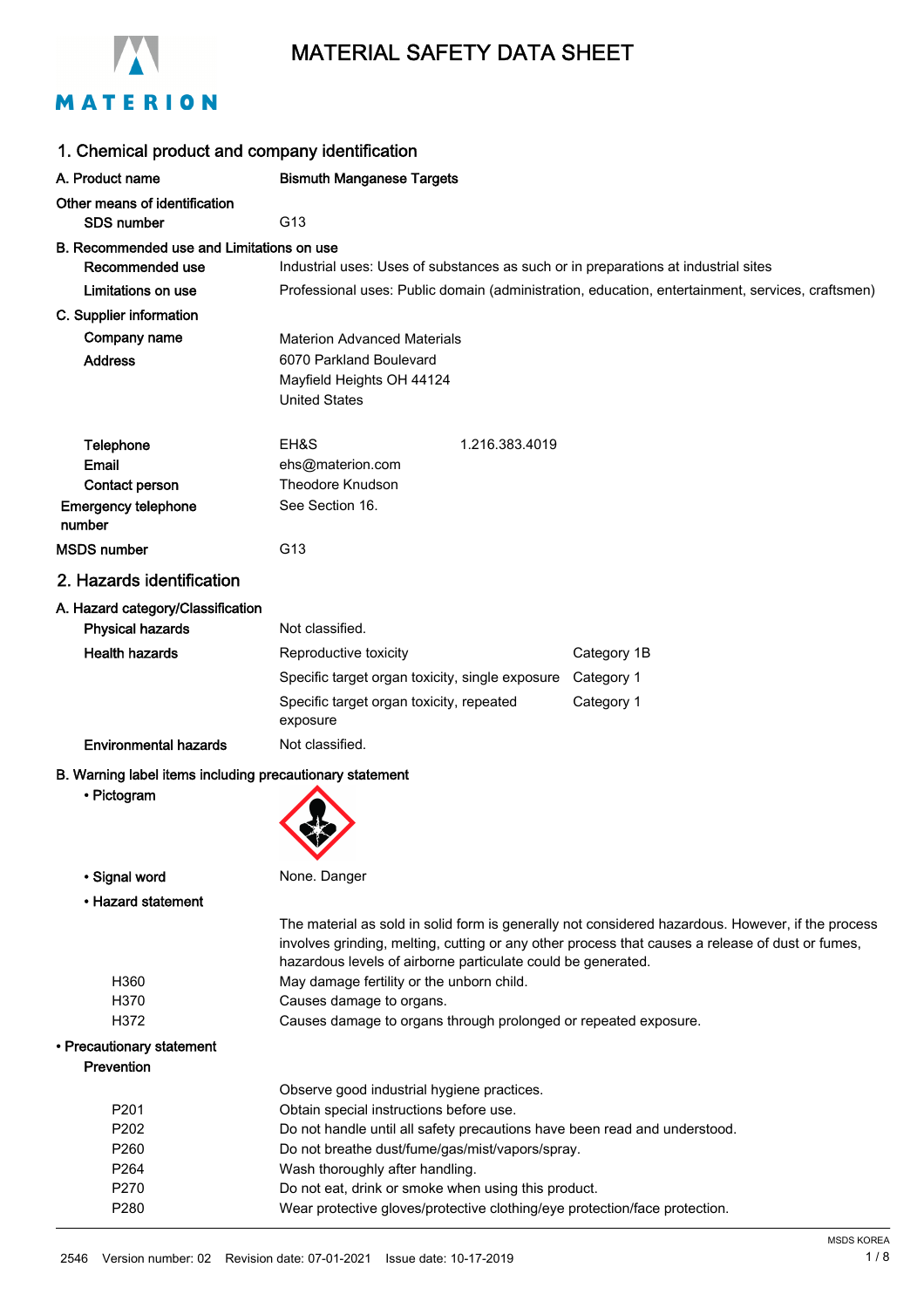# MATERIAL SAFETY DATA SHEET

## 1. Chemical product and company identification

**A. Product name** Bismuth Manganese Targets

**Other means of identification**

**SDS number** G13

**B. Recommended use and Limitations on use**

**Recommended use** Industrial uses: Uses of substances as such or in preparations at industrial sites

**Limitations on use** Professional uses: Public domain (administration, education, entertainment, services, craftsmen)

**C. Supplier information**

**Company name** Materion Advanced Materials

**Address** 6070 Parkland Boulevard
Mayfield Heights OH 44124
United States

**Telephone** EH&S 1.216.383.4019

**Email** ehs@materion.com

**Contact person** Theodore Knudson

**Emergency telephone number** See Section 16.

**MSDS number** G13

## 2. Hazards identification

**A. Hazard category/Classification**

**Physical hazards** Not classified.

**Health hazards**

| | |
|---|---|
| Reproductive toxicity | Category 1B |
| Specific target organ toxicity, single exposure | Category 1 |
| Specific target organ toxicity, repeated exposure | Category 1 |

**Environmental hazards** Not classified.

**B. Warning label items including precautionary statement**

- **Pictogram**

- **Signal word** None. Danger

- **Hazard statement**

The material as sold in solid form is generally not considered hazardous. However, if the process involves grinding, melting, cutting or any other process that causes a release of dust or fumes, hazardous levels of airborne particulate could be generated.

| | |
|---|---|
| H360 | May damage fertility or the unborn child. |
| H370 | Causes damage to organs. |
| H372 | Causes damage to organs through prolonged or repeated exposure. |

- **Precautionary statement**

**Prevention**

Observe good industrial hygiene practices.

| | |
|---|---|
| P201 | Obtain special instructions before use. |
| P202 | Do not handle until all safety precautions have been read and understood. |
| P260 | Do not breathe dust/fume/gas/mist/vapors/spray. |
| P264 | Wash thoroughly after handling. |
| P270 | Do not eat, drink or smoke when using this product. |
| P280 | Wear protective gloves/protective clothing/eye protection/face protection. |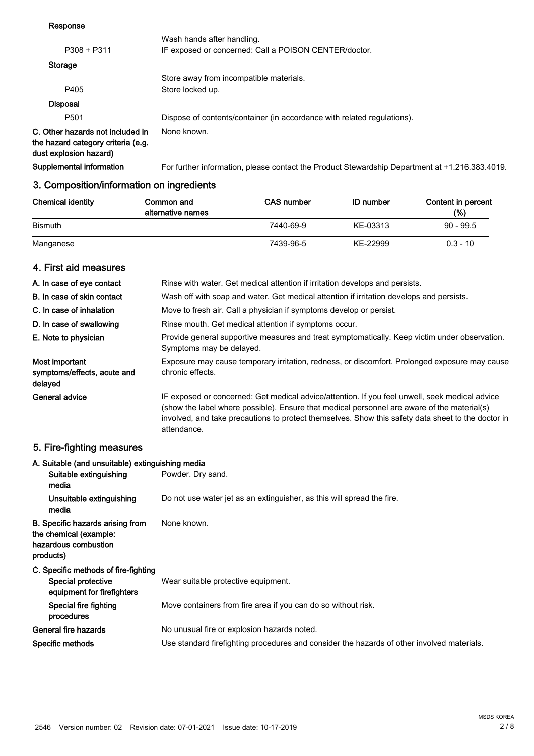**Response**

| | |
|---|---|
| | Wash hands after handling. |
| P308 + P311 | IF exposed or concerned: Call a POISON CENTER/doctor. |

**Storage**

| | |
|---|---|
| | Store away from incompatible materials. |
| P405 | Store locked up. |

**Disposal**

| | |
|---|---|
| P501 | Dispose of contents/container (in accordance with related regulations). |

**C. Other hazards not included in the hazard category criteria (e.g. dust explosion hazard)** None known.

**Supplemental information** For further information, please contact the Product Stewardship Department at +1.216.383.4019.

## 3. Composition/information on ingredients

| Chemical identity | Common and alternative names | CAS number | ID number | Content in percent (%) |
|---|---|---|---|---|
| Bismuth | | 7440-69-9 | KE-03313 | 90 - 99.5 |
| Manganese | | 7439-96-5 | KE-22999 | 0.3 - 10 |

## 4. First aid measures

**A. In case of eye contact** Rinse with water. Get medical attention if irritation develops and persists.

**B. In case of skin contact** Wash off with soap and water. Get medical attention if irritation develops and persists.

**C. In case of inhalation** Move to fresh air. Call a physician if symptoms develop or persist.

**D. In case of swallowing** Rinse mouth. Get medical attention if symptoms occur.

**E. Note to physician** Provide general supportive measures and treat symptomatically. Keep victim under observation. Symptoms may be delayed.

**Most important symptoms/effects, acute and delayed** Exposure may cause temporary irritation, redness, or discomfort. Prolonged exposure may cause chronic effects.

**General advice** IF exposed or concerned: Get medical advice/attention. If you feel unwell, seek medical advice (show the label where possible). Ensure that medical personnel are aware of the material(s) involved, and take precautions to protect themselves. Show this safety data sheet to the doctor in attendance.

## 5. Fire-fighting measures

**A. Suitable (and unsuitable) extinguishing media**

**Suitable extinguishing media** Powder. Dry sand.

**Unsuitable extinguishing media** Do not use water jet as an extinguisher, as this will spread the fire.

**B. Specific hazards arising from the chemical (example: hazardous combustion products)** None known.

**C. Specific methods of fire-fighting**

**Special protective equipment for firefighters** Wear suitable protective equipment.

**Special fire fighting procedures** Move containers from fire area if you can do so without risk.

**General fire hazards** No unusual fire or explosion hazards noted.

**Specific methods** Use standard firefighting procedures and consider the hazards of other involved materials.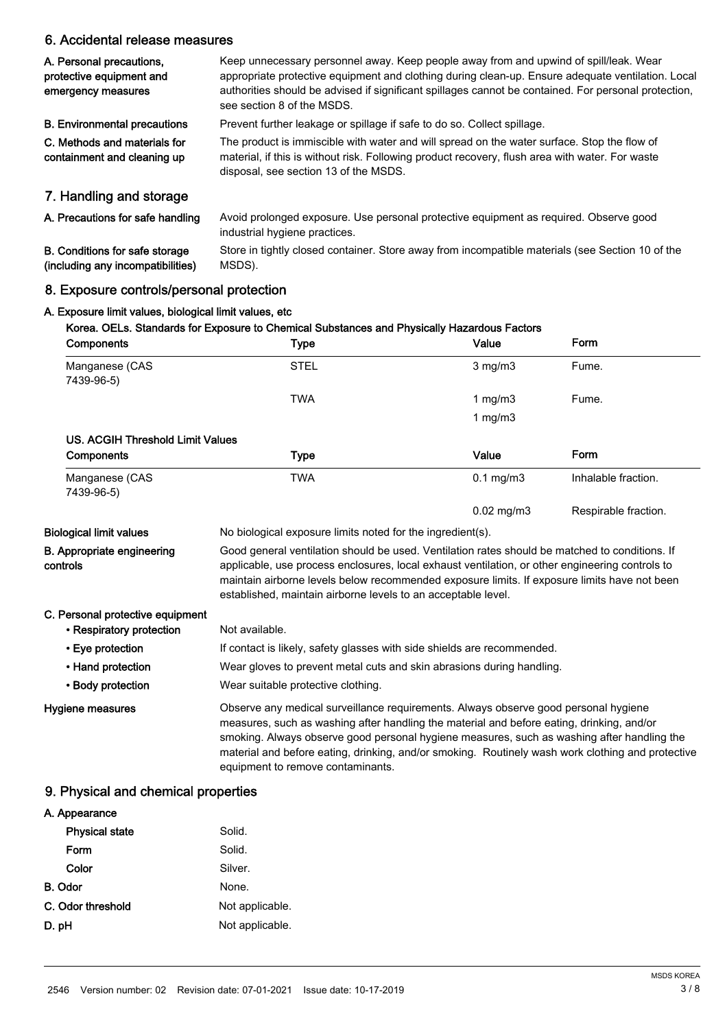## 6. Accidental release measures

**A. Personal precautions, protective equipment and emergency measures**

Keep unnecessary personnel away. Keep people away from and upwind of spill/leak. Wear appropriate protective equipment and clothing during clean-up. Ensure adequate ventilation. Local authorities should be advised if significant spillages cannot be contained. For personal protection, see section 8 of the MSDS.

**B. Environmental precautions**

Prevent further leakage or spillage if safe to do so. Collect spillage.

**C. Methods and materials for containment and cleaning up**

The product is immiscible with water and will spread on the water surface. Stop the flow of material, if this is without risk. Following product recovery, flush area with water. For waste disposal, see section 13 of the MSDS.

## 7. Handling and storage

**A. Precautions for safe handling**

Avoid prolonged exposure. Use personal protective equipment as required. Observe good industrial hygiene practices.

**B. Conditions for safe storage (including any incompatibilities)**

Store in tightly closed container. Store away from incompatible materials (see Section 10 of the MSDS).

## 8. Exposure controls/personal protection

**A. Exposure limit values, biological limit values, etc**

**Korea. OELs. Standards for Exposure to Chemical Substances and Physically Hazardous Factors**

| Components | Type | Value | Form |
|---|---|---|---|
| Manganese (CAS 7439-96-5) | STEL | 3 mg/m3 | Fume. |
| | TWA | 1 mg/m3 | Fume. |
| | | 1 mg/m3 | |

**US. ACGIH Threshold Limit Values**

| Components | Type | Value | Form |
|---|---|---|---|
| Manganese (CAS 7439-96-5) | TWA | 0.1 mg/m3 | Inhalable fraction. |
| | | 0.02 mg/m3 | Respirable fraction. |

**Biological limit values**

No biological exposure limits noted for the ingredient(s).

**B. Appropriate engineering controls**

Good general ventilation should be used. Ventilation rates should be matched to conditions. If applicable, use process enclosures, local exhaust ventilation, or other engineering controls to maintain airborne levels below recommended exposure limits. If exposure limits have not been established, maintain airborne levels to an acceptable level.

**C. Personal protective equipment**

- **Respiratory protection:** Not available.
- **Eye protection:** If contact is likely, safety glasses with side shields are recommended.
- **Hand protection:** Wear gloves to prevent metal cuts and skin abrasions during handling.
- **Body protection:** Wear suitable protective clothing.

**Hygiene measures**

Observe any medical surveillance requirements. Always observe good personal hygiene measures, such as washing after handling the material and before eating, drinking, and/or smoking. Always observe good personal hygiene measures, such as washing after handling the material and before eating, drinking, and/or smoking. Routinely wash work clothing and protective equipment to remove contaminants.

## 9. Physical and chemical properties

**A. Appearance**

- **Physical state:** Solid.
- **Form:** Solid.
- **Color:** Silver.

**B. Odor:** None.

**C. Odor threshold:** Not applicable.

**D. pH:** Not applicable.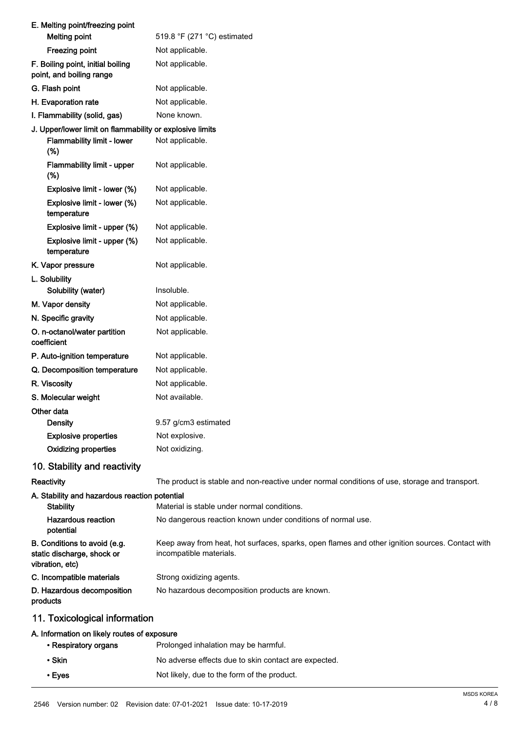**E. Melting point/freezing point**

| | |
|---|---|
| Melting point | 519.8 °F (271 °C) estimated |
| Freezing point | Not applicable. |

| | |
|---|---|
| **F. Boiling point, initial boiling point, and boiling range** | Not applicable. |
| **G. Flash point** | Not applicable. |
| **H. Evaporation rate** | Not applicable. |
| **I. Flammability (solid, gas)** | None known. |

**J. Upper/lower limit on flammability or explosive limits**

| | |
|---|---|
| Flammability limit - lower (%) | Not applicable. |
| Flammability limit - upper (%) | Not applicable. |
| Explosive limit - lower (%) | Not applicable. |
| Explosive limit - lower (%) temperature | Not applicable. |
| Explosive limit - upper (%) | Not applicable. |
| Explosive limit - upper (%) temperature | Not applicable. |

| | |
|---|---|
| **K. Vapor pressure** | Not applicable. |

**L. Solubility**

| | |
|---|---|
| Solubility (water) | Insoluble. |

| | |
|---|---|
| **M. Vapor density** | Not applicable. |
| **N. Specific gravity** | Not applicable. |
| **O. n-octanol/water partition coefficient** | Not applicable. |
| **P. Auto-ignition temperature** | Not applicable. |
| **Q. Decomposition temperature** | Not applicable. |
| **R. Viscosity** | Not applicable. |
| **S. Molecular weight** | Not available. |

**Other data**

| | |
|---|---|
| Density | 9.57 g/cm3 estimated |
| Explosive properties | Not explosive. |
| Oxidizing properties | Not oxidizing. |

## 10. Stability and reactivity

| | |
|---|---|
| **Reactivity** | The product is stable and non-reactive under normal conditions of use, storage and transport. |

**A. Stability and hazardous reaction potential**

| | |
|---|---|
| Stability | Material is stable under normal conditions. |
| Hazardous reaction potential | No dangerous reaction known under conditions of normal use. |

| | |
|---|---|
| **B. Conditions to avoid (e.g. static discharge, shock or vibration, etc)** | Keep away from heat, hot surfaces, sparks, open flames and other ignition sources. Contact with incompatible materials. |
| **C. Incompatible materials** | Strong oxidizing agents. |
| **D. Hazardous decomposition products** | No hazardous decomposition products are known. |

## 11. Toxicological information

**A. Information on likely routes of exposure**

| | |
|---|---|
| • Respiratory organs | Prolonged inhalation may be harmful. |
| • Skin | No adverse effects due to skin contact are expected. |
| • Eyes | Not likely, due to the form of the product. |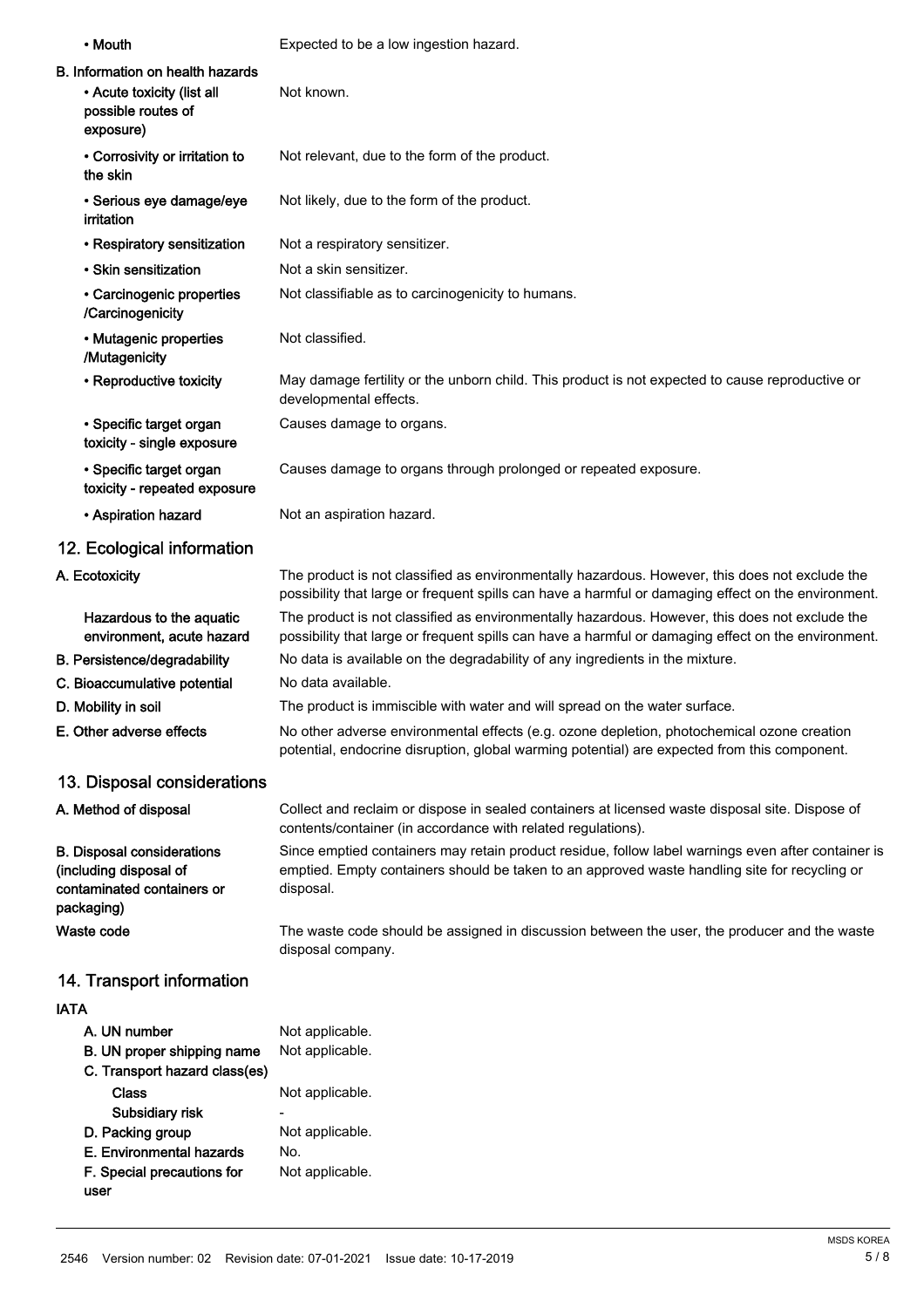| | |
|---|---|
| • Mouth | Expected to be a low ingestion hazard. |

**B. Information on health hazards**

| | |
|---|---|
| • Acute toxicity (list all possible routes of exposure) | Not known. |
| • Corrosivity or irritation to the skin | Not relevant, due to the form of the product. |
| • Serious eye damage/eye irritation | Not likely, due to the form of the product. |
| • Respiratory sensitization | Not a respiratory sensitizer. |
| • Skin sensitization | Not a skin sensitizer. |
| • Carcinogenic properties /Carcinogenicity | Not classifiable as to carcinogenicity to humans. |
| • Mutagenic properties /Mutagenicity | Not classified. |
| • Reproductive toxicity | May damage fertility or the unborn child. This product is not expected to cause reproductive or developmental effects. |
| • Specific target organ toxicity - single exposure | Causes damage to organs. |
| • Specific target organ toxicity - repeated exposure | Causes damage to organs through prolonged or repeated exposure. |
| • Aspiration hazard | Not an aspiration hazard. |

## 12. Ecological information

| | |
|---|---|
| A. Ecotoxicity | The product is not classified as environmentally hazardous. However, this does not exclude the possibility that large or frequent spills can have a harmful or damaging effect on the environment. |
| Hazardous to the aquatic environment, acute hazard | The product is not classified as environmentally hazardous. However, this does not exclude the possibility that large or frequent spills can have a harmful or damaging effect on the environment. |
| B. Persistence/degradability | No data is available on the degradability of any ingredients in the mixture. |
| C. Bioaccumulative potential | No data available. |
| D. Mobility in soil | The product is immiscible with water and will spread on the water surface. |
| E. Other adverse effects | No other adverse environmental effects (e.g. ozone depletion, photochemical ozone creation potential, endocrine disruption, global warming potential) are expected from this component. |

## 13. Disposal considerations

| | |
|---|---|
| A. Method of disposal | Collect and reclaim or dispose in sealed containers at licensed waste disposal site. Dispose of contents/container (in accordance with related regulations). |
| B. Disposal considerations (including disposal of contaminated containers or packaging) | Since emptied containers may retain product residue, follow label warnings even after container is emptied. Empty containers should be taken to an approved waste handling site for recycling or disposal. |
| Waste code | The waste code should be assigned in discussion between the user, the producer and the waste disposal company. |

## 14. Transport information

**IATA**

| | |
|---|---|
| A. UN number | Not applicable. |
| B. UN proper shipping name | Not applicable. |
| C. Transport hazard class(es) | |
| Class | Not applicable. |
| Subsidiary risk | - |
| D. Packing group | Not applicable. |
| E. Environmental hazards | No. |
| F. Special precautions for user | Not applicable. |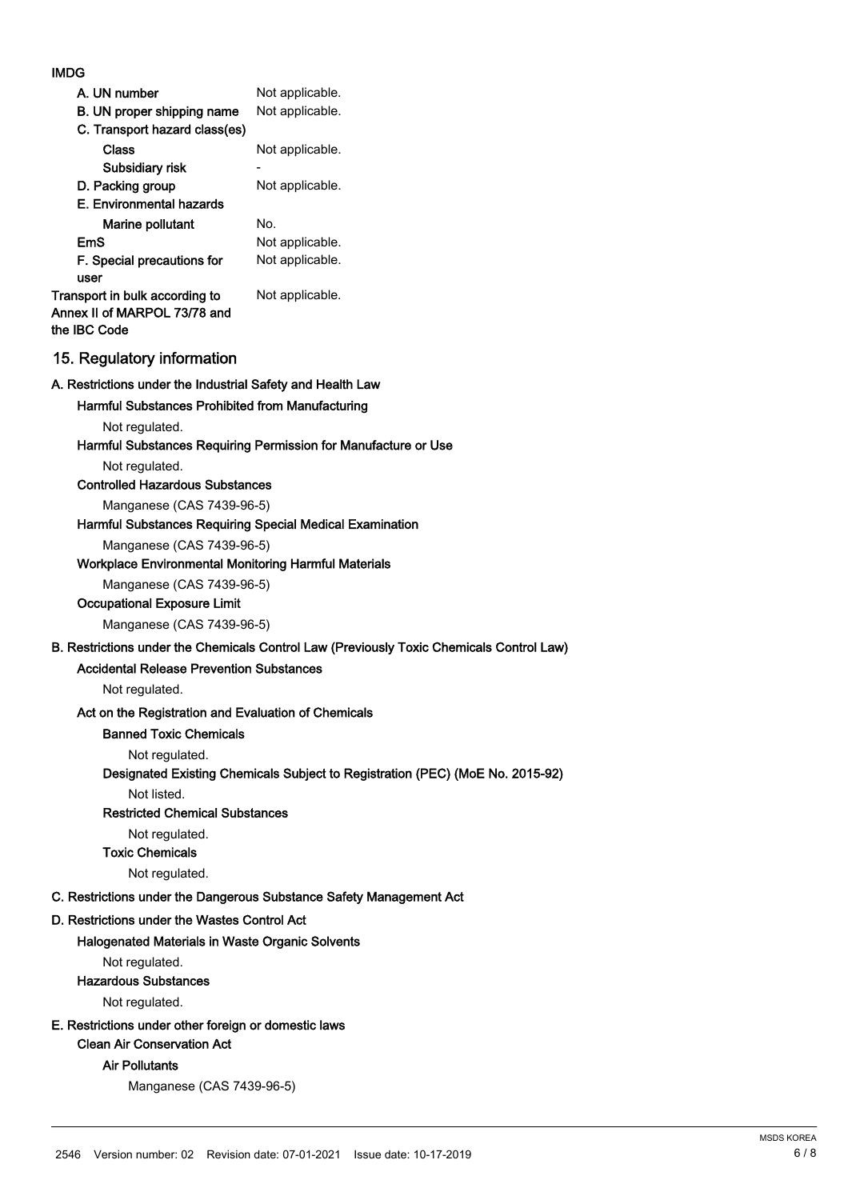**IMDG**

| | |
|---|---|
| A. UN number | Not applicable. |
| B. UN proper shipping name | Not applicable. |
| C. Transport hazard class(es) | |
| Class | Not applicable. |
| Subsidiary risk | - |
| D. Packing group | Not applicable. |
| E. Environmental hazards | |
| Marine pollutant | No. |
| EmS | Not applicable. |
| F. Special precautions for user | Not applicable. |
| Transport in bulk according to Annex II of MARPOL 73/78 and the IBC Code | Not applicable. |

## 15. Regulatory information

**A. Restrictions under the Industrial Safety and Health Law**

**Harmful Substances Prohibited from Manufacturing**

Not regulated.

**Harmful Substances Requiring Permission for Manufacture or Use**

Not regulated.

**Controlled Hazardous Substances**

Manganese (CAS 7439-96-5)

**Harmful Substances Requiring Special Medical Examination**

Manganese (CAS 7439-96-5)

**Workplace Environmental Monitoring Harmful Materials**

Manganese (CAS 7439-96-5)

**Occupational Exposure Limit**

Manganese (CAS 7439-96-5)

**B. Restrictions under the Chemicals Control Law (Previously Toxic Chemicals Control Law)**

**Accidental Release Prevention Substances**

Not regulated.

**Act on the Registration and Evaluation of Chemicals**

**Banned Toxic Chemicals**

Not regulated.

**Designated Existing Chemicals Subject to Registration (PEC) (MoE No. 2015-92)**

Not listed.

**Restricted Chemical Substances**

Not regulated.

**Toxic Chemicals**

Not regulated.

**C. Restrictions under the Dangerous Substance Safety Management Act**

**D. Restrictions under the Wastes Control Act**

**Halogenated Materials in Waste Organic Solvents**

Not regulated.

**Hazardous Substances**

Not regulated.

**E. Restrictions under other foreign or domestic laws**

**Clean Air Conservation Act**

**Air Pollutants**

Manganese (CAS 7439-96-5)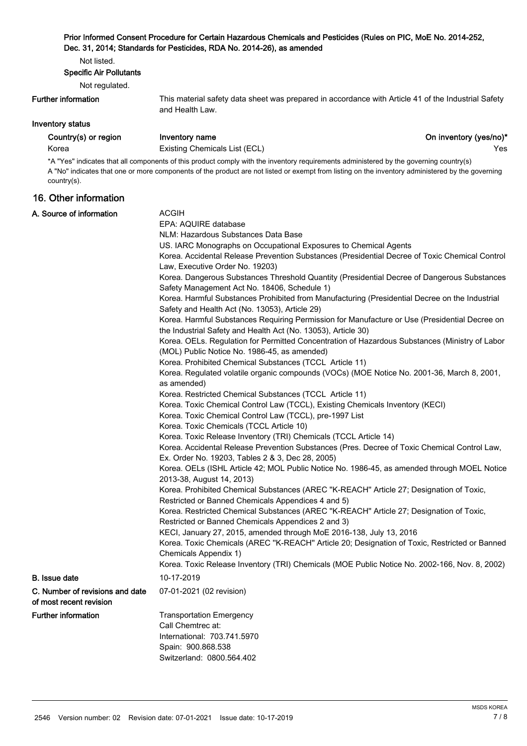**Prior Informed Consent Procedure for Certain Hazardous Chemicals and Pesticides (Rules on PIC, MoE No. 2014-252, Dec. 31, 2014; Standards for Pesticides, RDA No. 2014-26), as amended**

Not listed.

**Specific Air Pollutants**

Not regulated.

**Further information**

This material safety data sheet was prepared in accordance with Article 41 of the Industrial Safety and Health Law.

**Inventory status**

| Country(s) or region | Inventory name | On inventory (yes/no)* |
|---|---|---|
| Korea | Existing Chemicals List (ECL) | Yes |

*A "Yes" indicates that all components of this product comply with the inventory requirements administered by the governing country(s)
A "No" indicates that one or more components of the product are not listed or exempt from listing on the inventory administered by the governing country(s).

## 16. Other information

**A. Source of information**

ACGIH
EPA: AQUIRE database
NLM: Hazardous Substances Data Base
US. IARC Monographs on Occupational Exposures to Chemical Agents
Korea. Accidental Release Prevention Substances (Presidential Decree of Toxic Chemical Control Law, Executive Order No. 19203)
Korea. Dangerous Substances Threshold Quantity (Presidential Decree of Dangerous Substances Safety Management Act No. 18406, Schedule 1)
Korea. Harmful Substances Prohibited from Manufacturing (Presidential Decree on the Industrial Safety and Health Act (No. 13053), Article 29)
Korea. Harmful Substances Requiring Permission for Manufacture or Use (Presidential Decree on the Industrial Safety and Health Act (No. 13053), Article 30)
Korea. OELs. Regulation for Permitted Concentration of Hazardous Substances (Ministry of Labor (MOL) Public Notice No. 1986-45, as amended)
Korea. Prohibited Chemical Substances (TCCL Article 11)
Korea. Regulated volatile organic compounds (VOCs) (MOE Notice No. 2001-36, March 8, 2001, as amended)
Korea. Restricted Chemical Substances (TCCL Article 11)
Korea. Toxic Chemical Control Law (TCCL), Existing Chemicals Inventory (KECI)
Korea. Toxic Chemical Control Law (TCCL), pre-1997 List
Korea. Toxic Chemicals (TCCL Article 10)
Korea. Toxic Release Inventory (TRI) Chemicals (TCCL Article 14)
Korea. Accidental Release Prevention Substances (Pres. Decree of Toxic Chemical Control Law, Ex. Order No. 19203, Tables 2 & 3, Dec 28, 2005)
Korea. OELs (ISHL Article 42; MOL Public Notice No. 1986-45, as amended through MOEL Notice 2013-38, August 14, 2013)
Korea. Prohibited Chemical Substances (AREC "K-REACH" Article 27; Designation of Toxic, Restricted or Banned Chemicals Appendices 4 and 5)
Korea. Restricted Chemical Substances (AREC "K-REACH" Article 27; Designation of Toxic, Restricted or Banned Chemicals Appendices 2 and 3)
KECI, January 27, 2015, amended through MoE 2016-138, July 13, 2016
Korea. Toxic Chemicals (AREC "K-REACH" Article 20; Designation of Toxic, Restricted or Banned Chemicals Appendix 1)
Korea. Toxic Release Inventory (TRI) Chemicals (MOE Public Notice No. 2002-166, Nov. 8, 2002)

**B. Issue date**

10-17-2019

**C. Number of revisions and date of most recent revision**

07-01-2021 (02 revision)

**Further information**

Transportation Emergency
Call Chemtrec at:
International: 703.741.5970
Spain: 900.868.538
Switzerland: 0800.564.402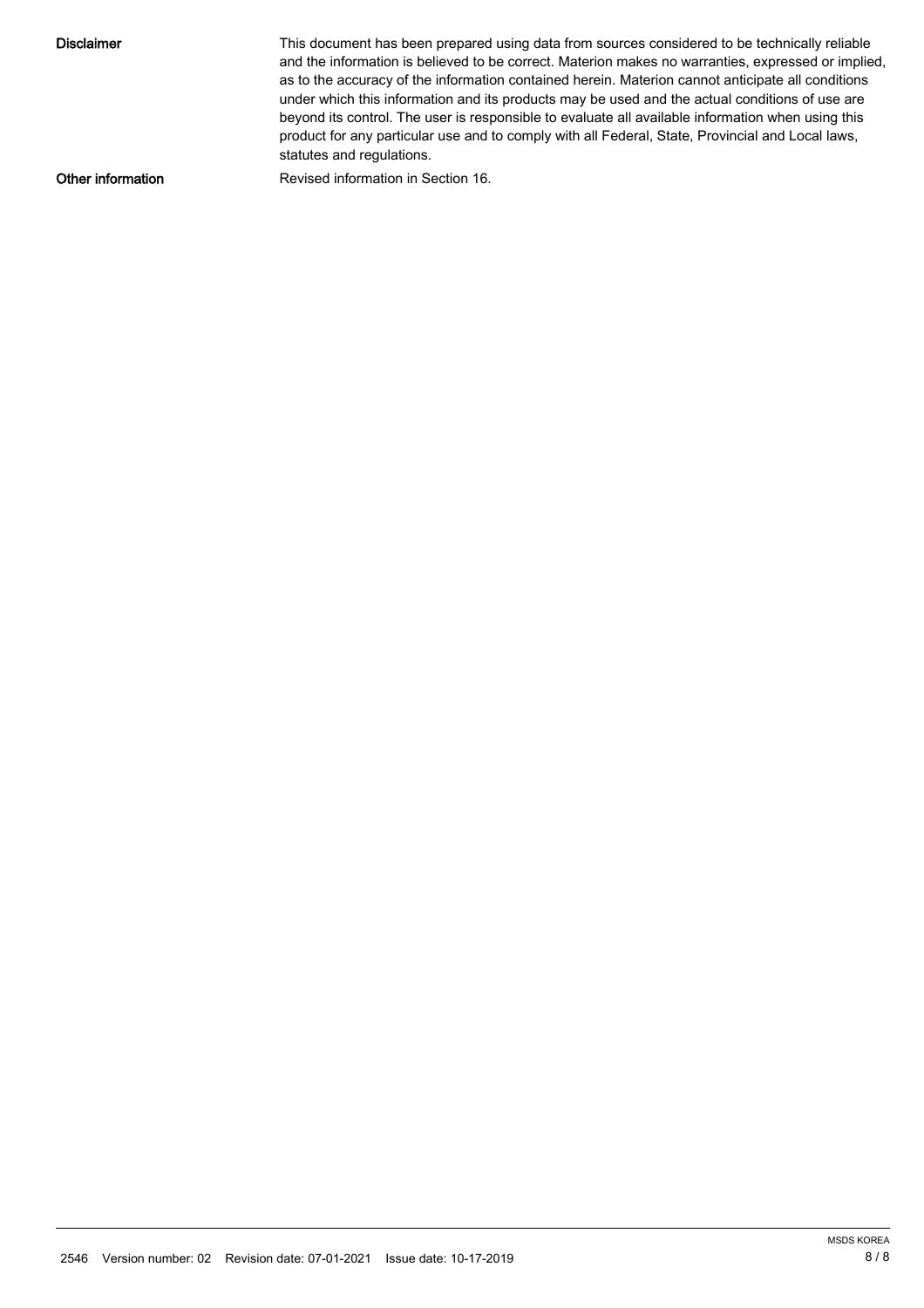**Disclaimer**

This document has been prepared using data from sources considered to be technically reliable and the information is believed to be correct. Materion makes no warranties, expressed or implied, as to the accuracy of the information contained herein. Materion cannot anticipate all conditions under which this information and its products may be used and the actual conditions of use are beyond its control. The user is responsible to evaluate all available information when using this product for any particular use and to comply with all Federal, State, Provincial and Local laws, statutes and regulations.

**Other information**

Revised information in Section 16.